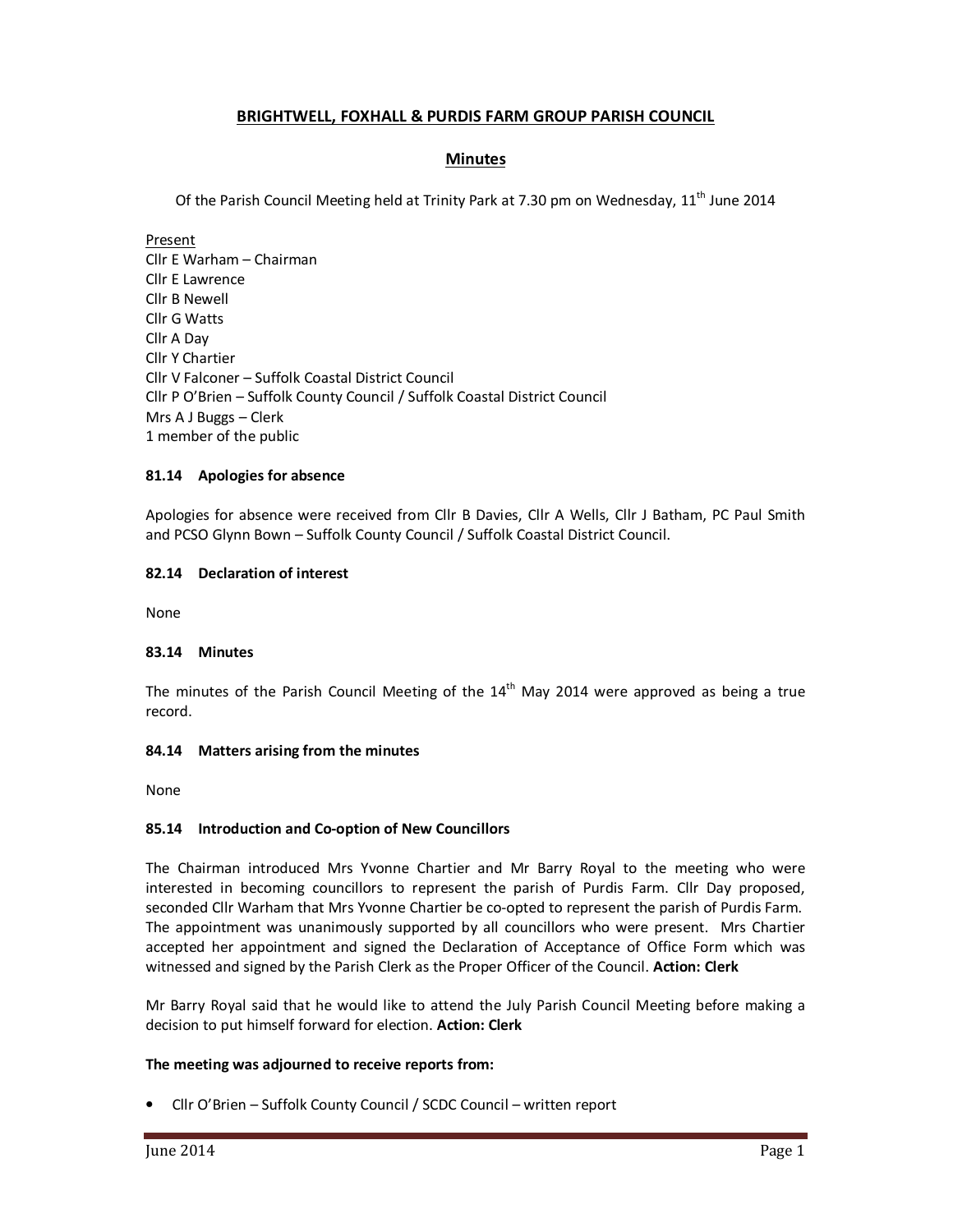# BRIGHTWELL, FOXHALL & PURDIS FARM GROUP PARISH COUNCIL

## Minutes

Of the Parish Council Meeting held at Trinity Park at 7.30 pm on Wednesday, 11th June 2014

Present
Cllr E Warham – Chairman
Cllr E Lawrence
Cllr B Newell
Cllr G Watts
Cllr A Day
Cllr Y Chartier
Cllr V Falconer – Suffolk Coastal District Council
Cllr P O'Brien – Suffolk County Council / Suffolk Coastal District Council
Mrs A J Buggs – Clerk
1 member of the public

### 81.14 Apologies for absence

Apologies for absence were received from Cllr B Davies, Cllr A Wells, Cllr J Batham, PC Paul Smith and PCSO Glynn Bown – Suffolk County Council / Suffolk Coastal District Council.

### 82.14 Declaration of interest

None

### 83.14 Minutes

The minutes of the Parish Council Meeting of the 14th May 2014 were approved as being a true record.

### 84.14 Matters arising from the minutes

None

### 85.14 Introduction and Co-option of New Councillors

The Chairman introduced Mrs Yvonne Chartier and Mr Barry Royal to the meeting who were interested in becoming councillors to represent the parish of Purdis Farm. Cllr Day proposed, seconded Cllr Warham that Mrs Yvonne Chartier be co-opted to represent the parish of Purdis Farm. The appointment was unanimously supported by all councillors who were present. Mrs Chartier accepted her appointment and signed the Declaration of Acceptance of Office Form which was witnessed and signed by the Parish Clerk as the Proper Officer of the Council. **Action: Clerk**

Mr Barry Royal said that he would like to attend the July Parish Council Meeting before making a decision to put himself forward for election. **Action: Clerk**

**The meeting was adjourned to receive reports from:**

- Cllr O'Brien – Suffolk County Council / SCDC Council – written report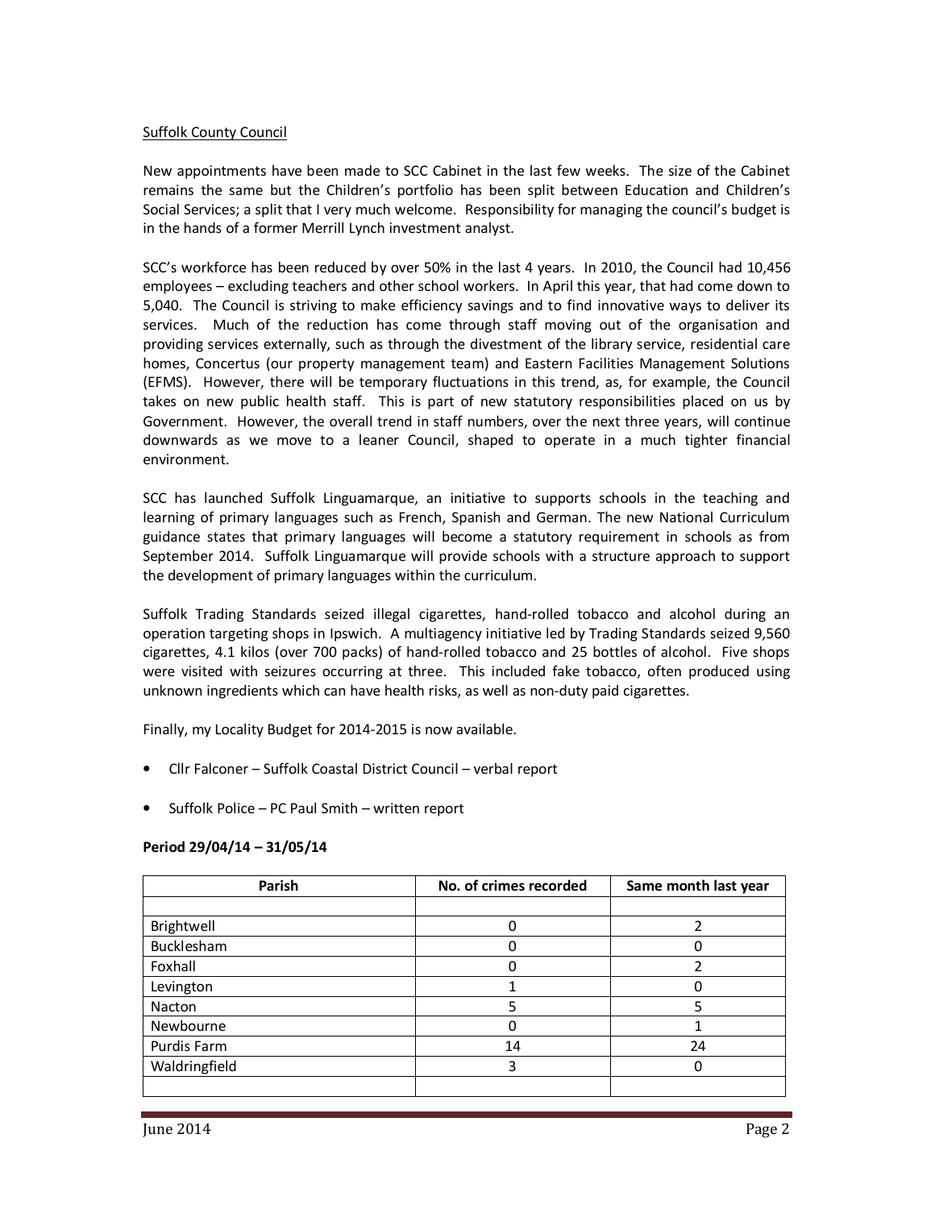Suffolk County Council

New appointments have been made to SCC Cabinet in the last few weeks. The size of the Cabinet remains the same but the Children's portfolio has been split between Education and Children's Social Services; a split that I very much welcome. Responsibility for managing the council's budget is in the hands of a former Merrill Lynch investment analyst.

SCC's workforce has been reduced by over 50% in the last 4 years. In 2010, the Council had 10,456 employees – excluding teachers and other school workers. In April this year, that had come down to 5,040. The Council is striving to make efficiency savings and to find innovative ways to deliver its services. Much of the reduction has come through staff moving out of the organisation and providing services externally, such as through the divestment of the library service, residential care homes, Concertus (our property management team) and Eastern Facilities Management Solutions (EFMS). However, there will be temporary fluctuations in this trend, as, for example, the Council takes on new public health staff. This is part of new statutory responsibilities placed on us by Government. However, the overall trend in staff numbers, over the next three years, will continue downwards as we move to a leaner Council, shaped to operate in a much tighter financial environment.

SCC has launched Suffolk Linguamarque, an initiative to supports schools in the teaching and learning of primary languages such as French, Spanish and German. The new National Curriculum guidance states that primary languages will become a statutory requirement in schools as from September 2014. Suffolk Linguamarque will provide schools with a structure approach to support the development of primary languages within the curriculum.

Suffolk Trading Standards seized illegal cigarettes, hand-rolled tobacco and alcohol during an operation targeting shops in Ipswich. A multiagency initiative led by Trading Standards seized 9,560 cigarettes, 4.1 kilos (over 700 packs) of hand-rolled tobacco and 25 bottles of alcohol. Five shops were visited with seizures occurring at three. This included fake tobacco, often produced using unknown ingredients which can have health risks, as well as non-duty paid cigarettes.

Finally, my Locality Budget for 2014-2015 is now available.

- Cllr Falconer – Suffolk Coastal District Council – verbal report
- Suffolk Police – PC Paul Smith – written report

**Period 29/04/14 – 31/05/14**

| Parish | No. of crimes recorded | Same month last year |
|---|---|---|
| | | |
| Brightwell | 0 | 2 |
| Bucklesham | 0 | 0 |
| Foxhall | 0 | 2 |
| Levington | 1 | 0 |
| Nacton | 5 | 5 |
| Newbourne | 0 | 1 |
| Purdis Farm | 14 | 24 |
| Waldringfield | 3 | 0 |
| | | |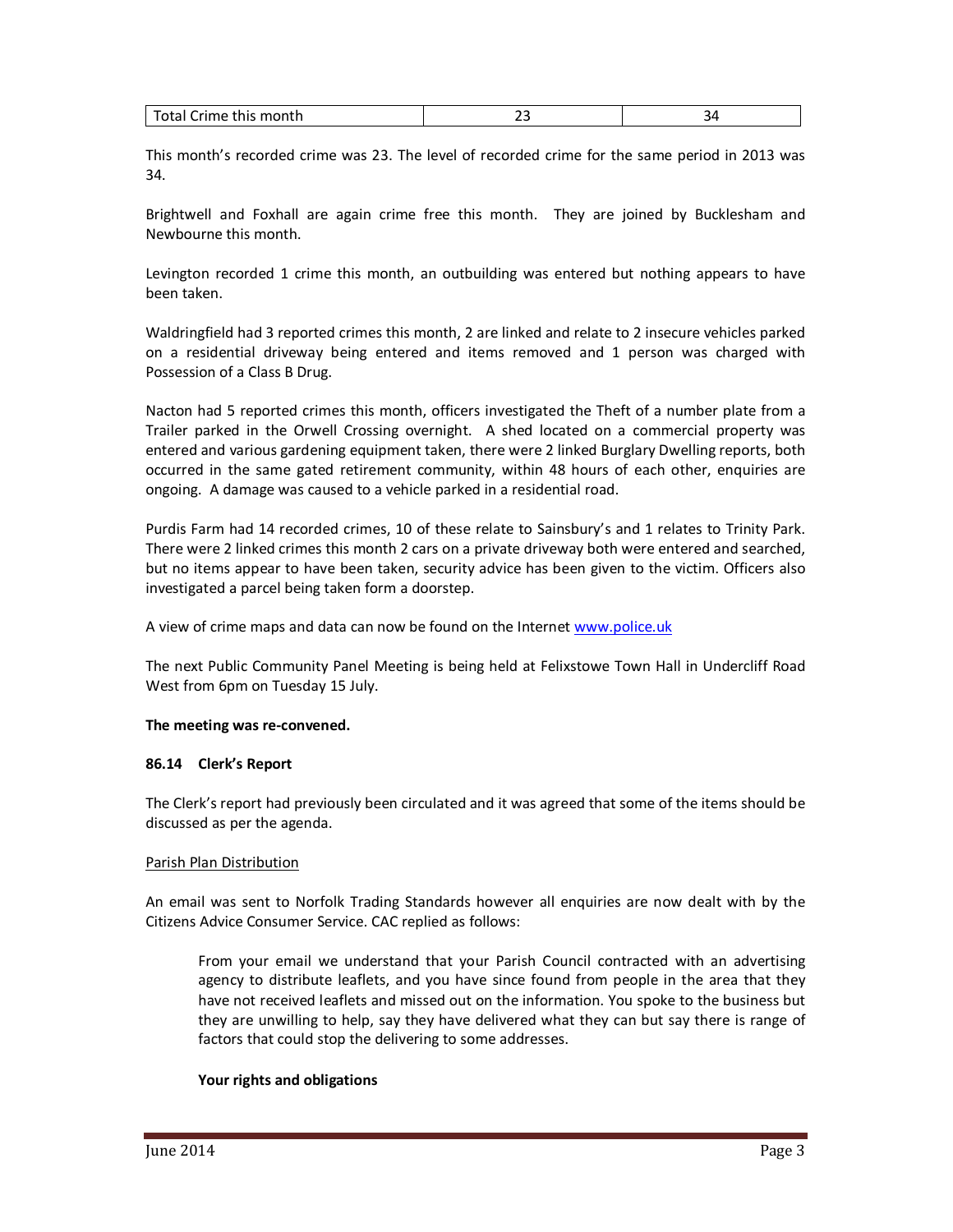| Total Crime this month | 23 | 34 |
|---|---|---|

This month's recorded crime was 23. The level of recorded crime for the same period in 2013 was 34.

Brightwell and Foxhall are again crime free this month. They are joined by Bucklesham and Newbourne this month.

Levington recorded 1 crime this month, an outbuilding was entered but nothing appears to have been taken.

Waldringfield had 3 reported crimes this month, 2 are linked and relate to 2 insecure vehicles parked on a residential driveway being entered and items removed and 1 person was charged with Possession of a Class B Drug.

Nacton had 5 reported crimes this month, officers investigated the Theft of a number plate from a Trailer parked in the Orwell Crossing overnight. A shed located on a commercial property was entered and various gardening equipment taken, there were 2 linked Burglary Dwelling reports, both occurred in the same gated retirement community, within 48 hours of each other, enquiries are ongoing. A damage was caused to a vehicle parked in a residential road.

Purdis Farm had 14 recorded crimes, 10 of these relate to Sainsbury's and 1 relates to Trinity Park. There were 2 linked crimes this month 2 cars on a private driveway both were entered and searched, but no items appear to have been taken, security advice has been given to the victim. Officers also investigated a parcel being taken form a doorstep.

A view of crime maps and data can now be found on the Internet www.police.uk

The next Public Community Panel Meeting is being held at Felixstowe Town Hall in Undercliff Road West from 6pm on Tuesday 15 July.

**The meeting was re-convened.**

**86.14 Clerk's Report**

The Clerk's report had previously been circulated and it was agreed that some of the items should be discussed as per the agenda.

Parish Plan Distribution

An email was sent to Norfolk Trading Standards however all enquiries are now dealt with by the Citizens Advice Consumer Service. CAC replied as follows:

> From your email we understand that your Parish Council contracted with an advertising agency to distribute leaflets, and you have since found from people in the area that they have not received leaflets and missed out on the information. You spoke to the business but they are unwilling to help, say they have delivered what they can but say there is range of factors that could stop the delivering to some addresses.
>
> **Your rights and obligations**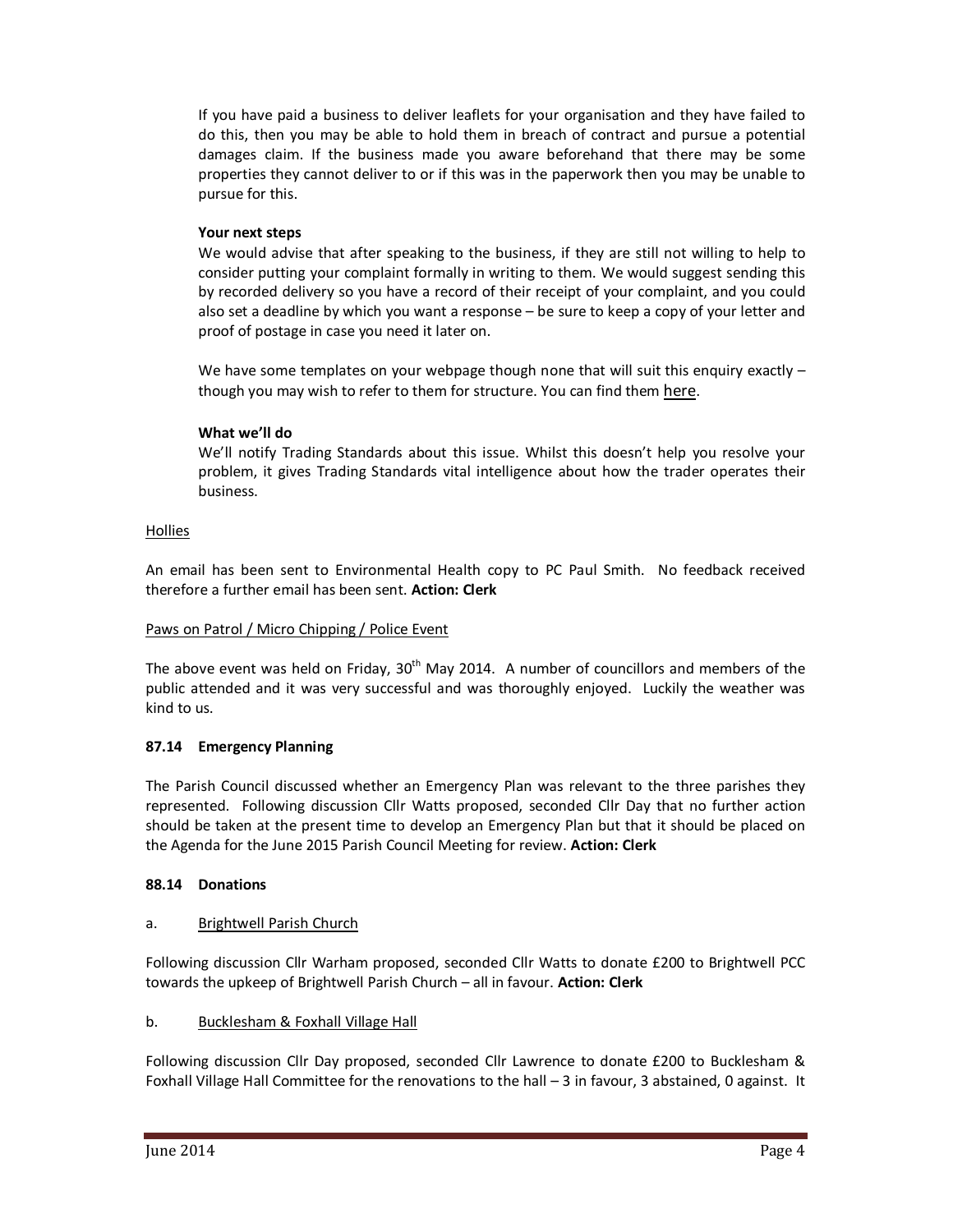If you have paid a business to deliver leaflets for your organisation and they have failed to do this, then you may be able to hold them in breach of contract and pursue a potential damages claim. If the business made you aware beforehand that there may be some properties they cannot deliver to or if this was in the paperwork then you may be unable to pursue for this.

**Your next steps**

We would advise that after speaking to the business, if they are still not willing to help to consider putting your complaint formally in writing to them. We would suggest sending this by recorded delivery so you have a record of their receipt of your complaint, and you could also set a deadline by which you want a response – be sure to keep a copy of your letter and proof of postage in case you need it later on.

We have some templates on your webpage though none that will suit this enquiry exactly – though you may wish to refer to them for structure. You can find them here.

**What we'll do**

We'll notify Trading Standards about this issue. Whilst this doesn't help you resolve your problem, it gives Trading Standards vital intelligence about how the trader operates their business.

Hollies

An email has been sent to Environmental Health copy to PC Paul Smith. No feedback received therefore a further email has been sent. **Action: Clerk**

Paws on Patrol / Micro Chipping / Police Event

The above event was held on Friday, 30th May 2014. A number of councillors and members of the public attended and it was very successful and was thoroughly enjoyed. Luckily the weather was kind to us.

**87.14 Emergency Planning**

The Parish Council discussed whether an Emergency Plan was relevant to the three parishes they represented. Following discussion Cllr Watts proposed, seconded Cllr Day that no further action should be taken at the present time to develop an Emergency Plan but that it should be placed on the Agenda for the June 2015 Parish Council Meeting for review. **Action: Clerk**

**88.14 Donations**

a. Brightwell Parish Church

Following discussion Cllr Warham proposed, seconded Cllr Watts to donate £200 to Brightwell PCC towards the upkeep of Brightwell Parish Church – all in favour. **Action: Clerk**

b. Bucklesham & Foxhall Village Hall

Following discussion Cllr Day proposed, seconded Cllr Lawrence to donate £200 to Bucklesham & Foxhall Village Hall Committee for the renovations to the hall – 3 in favour, 3 abstained, 0 against. It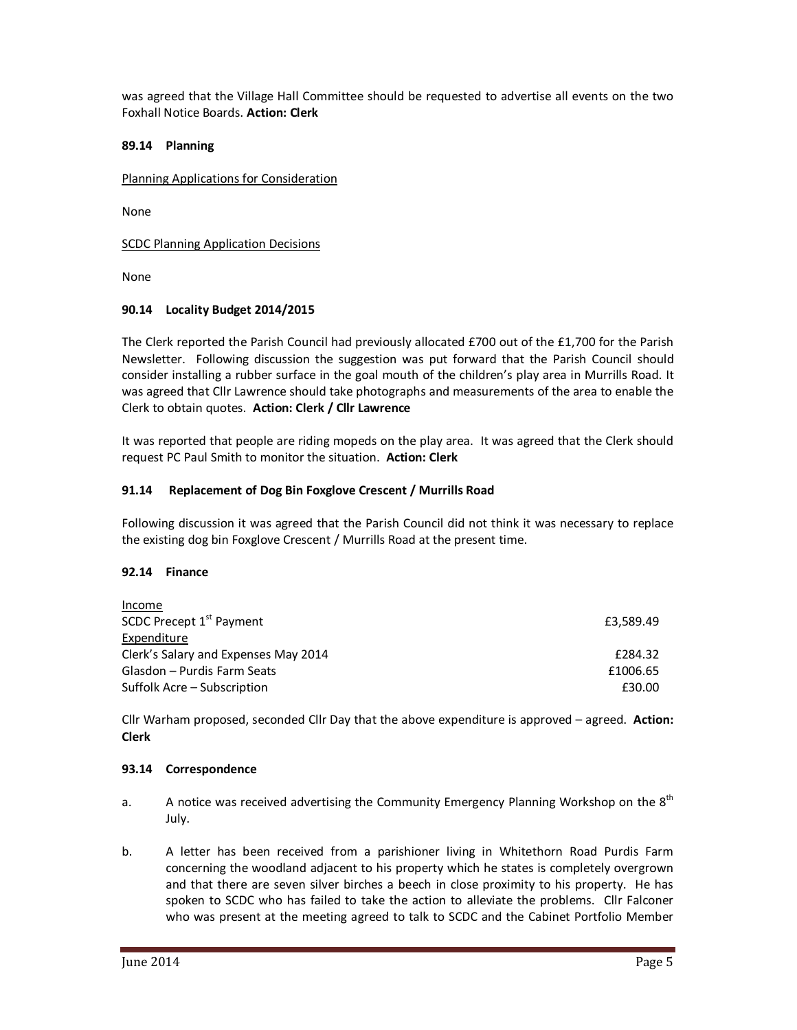was agreed that the Village Hall Committee should be requested to advertise all events on the two Foxhall Notice Boards. **Action: Clerk**

### 89.14 Planning

Planning Applications for Consideration

None

SCDC Planning Application Decisions

None

### 90.14 Locality Budget 2014/2015

The Clerk reported the Parish Council had previously allocated £700 out of the £1,700 for the Parish Newsletter. Following discussion the suggestion was put forward that the Parish Council should consider installing a rubber surface in the goal mouth of the children's play area in Murrills Road. It was agreed that Cllr Lawrence should take photographs and measurements of the area to enable the Clerk to obtain quotes. **Action: Clerk / Cllr Lawrence**

It was reported that people are riding mopeds on the play area. It was agreed that the Clerk should request PC Paul Smith to monitor the situation. **Action: Clerk**

### 91.14 Replacement of Dog Bin Foxglove Crescent / Murrills Road

Following discussion it was agreed that the Parish Council did not think it was necessary to replace the existing dog bin Foxglove Crescent / Murrills Road at the present time.

### 92.14 Finance

| | |
|---|---|
| Income | |
| SCDC Precept 1st Payment | £3,589.49 |
| Expenditure | |
| Clerk's Salary and Expenses May 2014 | £284.32 |
| Glasdon – Purdis Farm Seats | £1006.65 |
| Suffolk Acre – Subscription | £30.00 |

Cllr Warham proposed, seconded Cllr Day that the above expenditure is approved – agreed. **Action: Clerk**

### 93.14 Correspondence

a. A notice was received advertising the Community Emergency Planning Workshop on the 8th July.

b. A letter has been received from a parishioner living in Whitethorn Road Purdis Farm concerning the woodland adjacent to his property which he states is completely overgrown and that there are seven silver birches a beech in close proximity to his property. He has spoken to SCDC who has failed to take the action to alleviate the problems. Cllr Falconer who was present at the meeting agreed to talk to SCDC and the Cabinet Portfolio Member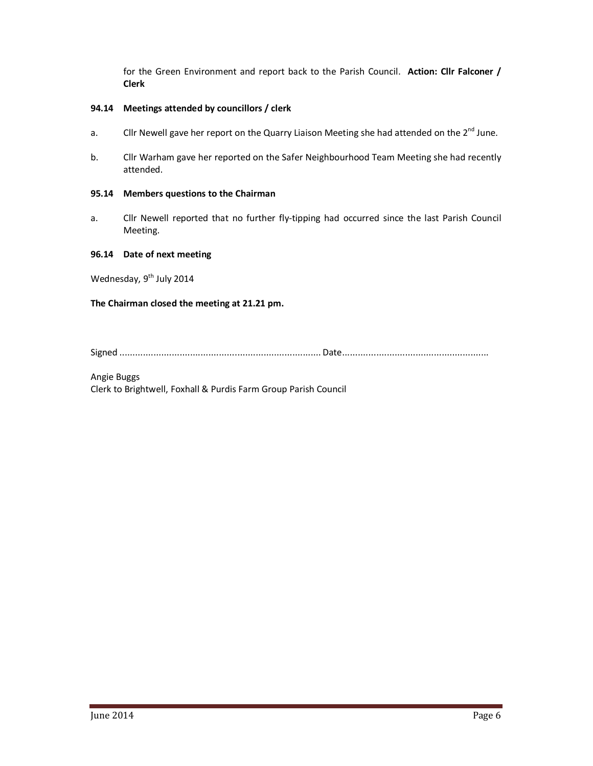for the Green Environment and report back to the Parish Council. **Action: Cllr Falconer / Clerk**

**94.14 Meetings attended by councillors / clerk**

a. Cllr Newell gave her report on the Quarry Liaison Meeting she had attended on the 2nd June.

b. Cllr Warham gave her reported on the Safer Neighbourhood Team Meeting she had recently attended.

**95.14 Members questions to the Chairman**

a. Cllr Newell reported that no further fly-tipping had occurred since the last Parish Council Meeting.

**96.14 Date of next meeting**

Wednesday, 9th July 2014

**The Chairman closed the meeting at 21.21 pm.**

Signed ............................................................................ Date.......................................................

Angie Buggs
Clerk to Brightwell, Foxhall & Purdis Farm Group Parish Council